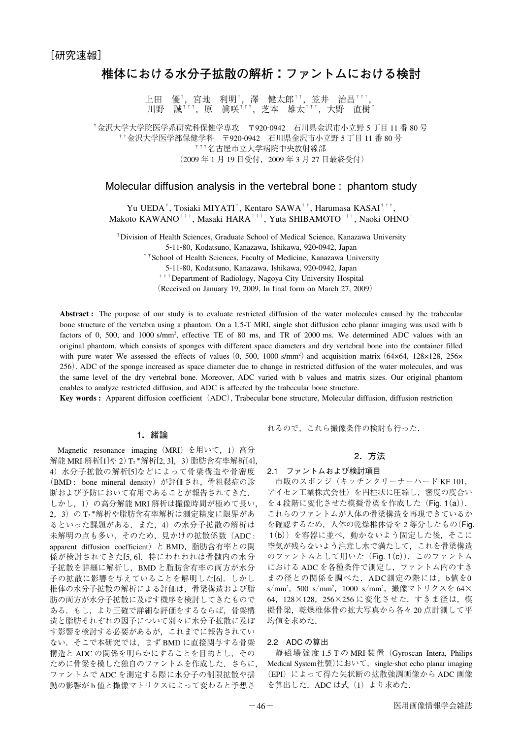［研究速報］

# 椎体における水分子拡散の解析：ファントムにおける検討

上田　優[†]，宮地　利明[†]，澤　健太郎[††]，笠井　治昌[†††]，
川野　誠[†††]，原　眞咲[†††]，芝本　雄太[†††]，大野　直樹[†]

[†]金沢大学大学院医学系研究科保健学専攻　〒920-0942　石川県金沢市小立野5丁目11番80号
[††]金沢大学医学部保健学科　〒920-0942　石川県金沢市小立野5丁目11番80号
[†††]名古屋市立大学病院中央放射線部
（2009年1月19日受付，2009年3月27日最終受付）

## Molecular diffusion analysis in the vertebral bone : phantom study

Yu UEDA[†], Tosiaki MIYATI[†], Kentaro SAWA[††], Harumasa KASAI[†††],
Makoto KAWANO[†††], Masaki HARA[†††], Yuta SHIBAMOTO[†††], Naoki OHNO[†]

[†]Division of Health Sciences, Graduate School of Medical Science, Kanazawa University
5-11-80, Kodatsuno, Kanazawa, Ishikawa, 920-0942, Japan
[††]School of Health Sciences, Faculty of Medicine, Kanazawa University
5-11-80, Kodatsuno, Kanazawa, Ishikawa, 920-0942, Japan
[†††]Department of Radiology, Nagoya City University Hospital
（Received on January 19, 2009, In final form on March 27, 2009）

**Abstract :** The purpose of our study is to evaluate restricted diffusion of the water molecules caused by the trabecular bone structure of the vertebra using a phantom. On a 1.5-T MRI, single shot diffusion echo planar imaging was used with b factors of 0, 500, and 1000 s/mm², effective TE of 80 ms, and TR of 2000 ms. We determined ADC values with an original phantom, which consists of sponges with different space diameters and dry vertebral bone into the container filled with pure water We assessed the effects of values（0, 500, 1000 s/mm²）and acquisition matrix（64×64, 128×128, 256×256）. ADC of the sponge increased as space diameter due to change in restricted diffusion of the water molecules, and was the same level of the dry vertebral bone. Moreover, ADC varied with b values and matrix sizes. Our original phantom enables to analyze restricted diffusion, and ADC is affected by the trabecular bone structure.

**Key words :** Apparent diffusion coefficient（ADC）, Trabecular bone structure, Molecular diffusion, diffusion restriction

### 1．緒論

Magnetic resonance imaging（MRI）を用いて，1）高分解能MRI解析[1]や2）$T_2$*解析[2, 3]，3）脂肪含有率解析[4]，4）水分子拡散の解析[5]などによって骨梁構造や骨密度（BMD : bone mineral density）が評価され，骨粗鬆症の診断および予防において有用であることが報告されてきた．しかし，1）の高分解能MRI解析は撮像時間が極めて長い，2，3）の$T_2$*解析や脂肪含有率解析は測定精度に限界があるといった課題がある．また，4）の水分子拡散の解析は未解明の点も多い．そのため，見かけの拡散係数（ADC : apparent diffusion coefficient）とBMD，脂肪含有率との関係が検討されてきた[5, 6]．特にわれわれは骨髄内の水分子拡散を詳細に解析し，BMDと脂肪含有率の両方が水分子の拡散に影響を与えていることを解明した[6]．しかし椎体の水分子拡散の解析による評価は，骨梁構造および脂肪の両方が水分子拡散に及ぼす機序を検討してきたものである．もし，より正確で詳細な評価をするならば，骨梁構造と脂肪それぞれの因子について別々に水分子拡散に及ぼす影響を検討する必要があるが，これまでに報告されていない．そこで本研究では，まずBMDに直接関与する骨梁構造とADCの関係を明らかにすることを目的とし，そのために骨梁を模した独自のファントムを作成した．さらに，ファントムでADCを測定する際に水分子の制限拡散や揺動の影響がb値と撮像マトリクスによって変わると予想されるので，これら撮像条件の検討も行った．

### 2．方法

#### 2.1　ファントムおよび検討項目

市販のスポンジ（キッチンクリーナーハードKF 101，アイセン工業株式会社）を円柱状に圧縮し，密度の度合いを4段階に変化させた模擬骨梁を作成した（Fig. 1(a)）．これらのファントムが人体の骨梁構造を再現できているかを確認するため，人体の乾燥椎体骨を2等分したもの（Fig. 1(b)）を容器に並べ，動かないよう固定した後，そこに空気が残らないよう注意し水で満たして，これを骨梁構造のファントムとして用いた（Fig. 1(c)）．このファントムにおけるADCを各種条件で測定し，ファントム内のすきまの径との関係を調べた．ADC測定の際には，b値を0 s/mm²，500 s/mm²，1000 s/mm²，撮像マトリクスを64×64，128×128，256×256に変化させた．すきま径は，模擬骨梁，乾燥椎体骨の拡大写真から各々20点計測して平均値を求めた．

#### 2.2　ADCの算出

静磁場強度1.5 TのMRI装置（Gyroscan Intera, Philips Medical System社製）において，single-shot echo planar imaging（EPI）によって得た矢状断の拡散強調画像からADC画像を算出した．ADCは式（1）より求めた．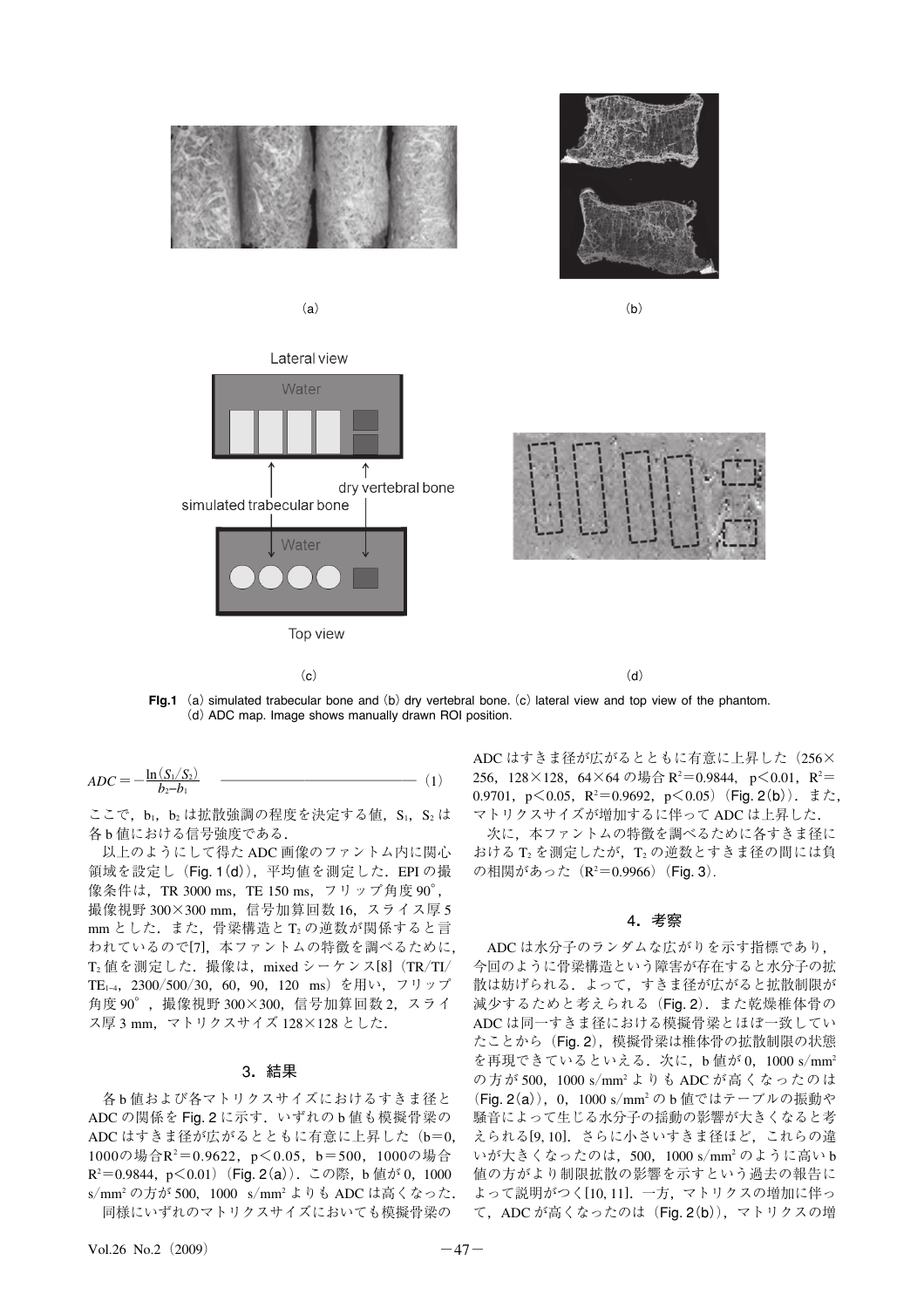(a)

(b)

Lateral view

Water

simulated trabecular bone

dry vertebral bone

Water

Top view

(c)

(d)

**Fig.1** (a) simulated trabecular bone and (b) dry vertebral bone. (c) lateral view and top view of the phantom. (d) ADC map. Image shows manually drawn ROI position.

$$ADC = -\frac{\ln(S_1/S_2)}{b_2 - b_1} \qquad (1)$$

ここで，$b_1$，$b_2$ は拡散強調の程度を決定する値，$S_1$，$S_2$ は各b値における信号強度である．

以上のようにして得たADC画像のファントム内に関心領域を設定し（Fig. 1(d)），平均値を測定した．EPIの撮像条件は，TR 3000 ms，TE 150 ms，フリップ角度90°，撮像視野300×300 mm，信号加算回数16，スライス厚5 mmとした．また，骨梁構造と $T_2$ の逆数が関係すると言われているので[7]，本ファントムの特徴を調べるために，$T_2$ 値を測定した．撮像は，mixedシーケンス[8]（TR/TI/$TE_{1\text{-}4}$，2300/500/30，60，90，120 ms）を用い，フリップ角度90°，撮像視野300×300，信号加算回数2，スライス厚3 mm，マトリクスサイズ128×128とした．

## 3．結果

各b値および各マトリクスサイズにおけるすきま径とADCの関係をFig. 2に示す．いずれのb値も模擬骨梁のADCはすきま径が広がるとともに有意に上昇した（b=0，1000の場合 $R^2=0.9622$，$p<0.05$，b=500，1000の場合 $R^2=0.9844$，$p<0.01$）（Fig. 2(a)）．この際，b値が0，1000 s/mm² の方が500，1000 s/mm² よりもADCは高くなった．

同様にいずれのマトリクスサイズにおいても模擬骨梁のADCはすきま径が広がるとともに有意に上昇した（256×256，128×128，64×64の場合 $R^2=0.9844$，$p<0.01$，$R^2=0.9701$，$p<0.05$，$R^2=0.9692$，$p<0.05$）（Fig. 2(b)）．また，マトリクスサイズが増加するに伴ってADCは上昇した．

次に，本ファントムの特徴を調べるために各すきま径における $T_2$ を測定したが，$T_2$ の逆数とすきま径の間には負の相関があった（$R^2=0.9966$）（Fig. 3）．

## 4．考察

ADCは水分子のランダムな広がりを示す指標であり，今回のように骨梁構造という障害が存在すると水分子の拡散は妨げられる．よって，すきま径が広がると拡散制限が減少するためと考えられる（Fig. 2）．また乾燥椎体骨のADCは同一すきま径における模擬骨梁とほぼ一致していたことから（Fig. 2），模擬骨梁は椎体骨の拡散制限の状態を再現できているといえる．次に，b値が0，1000 s/mm² の方が500，1000 s/mm² よりもADCが高くなったのは（Fig. 2(a)），0，1000 s/mm² のb値ではテーブルの振動や騒音によって生じる水分子の揺動の影響が大きくなると考えられる[9, 10]．さらに小さいすきま径ほど，これらの違いが大きくなったのは，500，1000 s/mm² のように高いb値の方がより制限拡散の影響を示すという過去の報告によって説明がつく[10, 11]．一方，マトリクスの増加に伴って，ADCが高くなったのは（Fig. 2(b)），マトリクスの増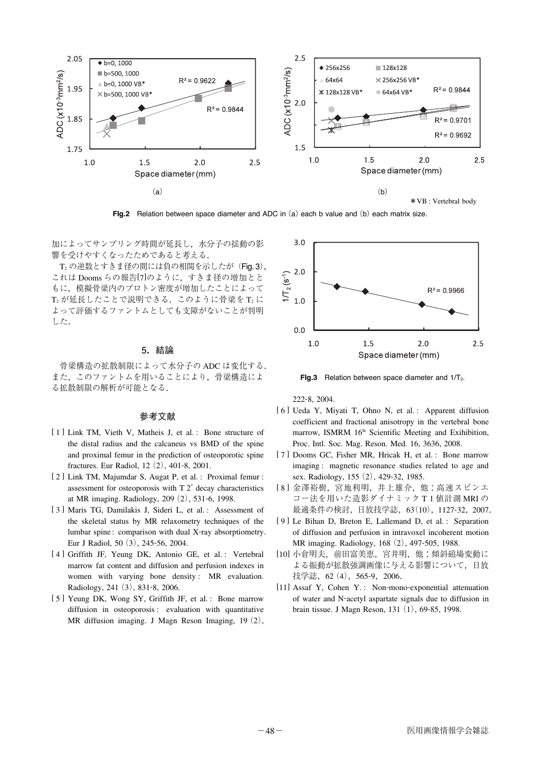2.05
◆ b=0, 1000
■ b=500, 1000
▲ b=0, 1000 VB*
× b=500, 1000 VB*
$R^2 = 0.9622$
$R^2 = 0.9844$
ADC ($\times10^{-3}$mm²/s)
1.95
1.85
1.75
1.0 1.5 2.0 2.5
Space diameter (mm)
(a)

2.5
◆ 256x256
■ 128x128
▲ 64x64
× 256x256 VB*
✱ 128x128 VB*
● 64x64 VB*
$R^2 = 0.9844$
$R^2 = 0.9701$
$R^2 = 0.9692$
ADC ($\times10^{-3}$mm²/s)
2.0
1.5
1.0 1.5 2.0 2.5
Space diameter (mm)
(b)

＊VB : Vertebral body

**Fig.2** Relation between space diameter and ADC in (a) each b value and (b) each matrix size.

加によってサンプリング時間が延長し，水分子の揺動の影響を受けやすくなったためであると考える．

$T_2$ の逆数とすきま径の間には負の相関を示したが（**Fig.3**），これは Dooms らの報告[7]のように，すきま径の増加とともに，模擬骨梁内のプロトン密度が増加したことによって $T_2$ が延長したことで説明できる．このように骨梁を $T_2$ によって評価するファントムとしても支障がないことが判明した．

3.0
2.0
1.0
0.0
$1/T_2$ ($s^{-1}$)
$R^2 = 0.9966$
1.0 1.5 2.0 2.5
Space diameter (mm)

**Fig.3** Relation between space diameter and $1/T_2$.

## 5. 結論

骨梁構造の拡散制限によって水分子の ADC は変化する．また，このファントムを用いることにより，骨梁構造による拡散制限の解析が可能となる．

## 参考文献

[1] Link TM, Vieth V, Matheis J, et al.: Bone structure of the distal radius and the calcaneus vs BMD of the spine and proximal femur in the prediction of osteoporotic spine fractures. Eur Radiol, 12 (2), 401-8, 2001.

[2] Link TM, Majumdar S, Augat P, et al.: Proximal femur: assessment for osteoporosis with T 2* decay characteristics at MR imaging. Radiology, 209 (2), 531-6, 1998.

[3] Maris TG, Damilakis J, Sideri L, et al.: Assessment of the skeletal status by MR relaxometry techniques of the lumbar spine: comparison with dual X-ray absorptiometry. Eur J Radiol, 50 (3), 245-56, 2004.

[4] Griffith JF, Yeung DK, Antonio GE, et al.: Vertebral marrow fat content and diffusion and perfusion indexes in women with varying bone density: MR evaluation. Radiology, 241 (3), 831-8, 2006.

[5] Yeung DK, Wong SY, Griffith JF, et al.: Bone marrow diffusion in osteoporosis: evaluation with quantitative MR diffusion imaging. J Magn Reson Imaging, 19 (2), 222-8, 2004.

[6] Ueda Y, Miyati T, Ohno N, et al.: Apparent diffusion coefficient and fractional anisotropy in the vertebral bone marrow, ISMRM 16th Scientific Meeting and Exihibition, Proc. Intl. Soc. Mag. Reson. Med. 16, 3636, 2008.

[7] Dooms GC, Fisher MR, Hricak H, et al.: Bone marrow imaging: magnetic resonance studies related to age and sex. Radiology, 155 (2), 429-32, 1985.

[8] 金澤裕樹，宮地利明，井上雄介，他：高速スピンエコー法を用いた造影ダイナミック T 1 値計測 MRI の最適条件の検討，日放技学誌，63(10)，1127-32，2007．

[9] Le Bihan D, Breton E, Lallemand D, et al.: Separation of diffusion and perfusion in intravoxel incoherent motion MR imaging. Radiology, 168 (2), 497-505, 1988.

[10] 小倉明夫，前田富美恵，宮井明，他：傾斜磁場変動による振動が拡散強調画像に与える影響について，日放技学誌，62 (4)，565-9，2006．

[11] Assaf Y, Cohen Y.: Non-mono-exponential attenuation of water and N-acetyl aspartate signals due to diffusion in brain tissue. J Magn Reson, 131 (1), 69-85, 1998.